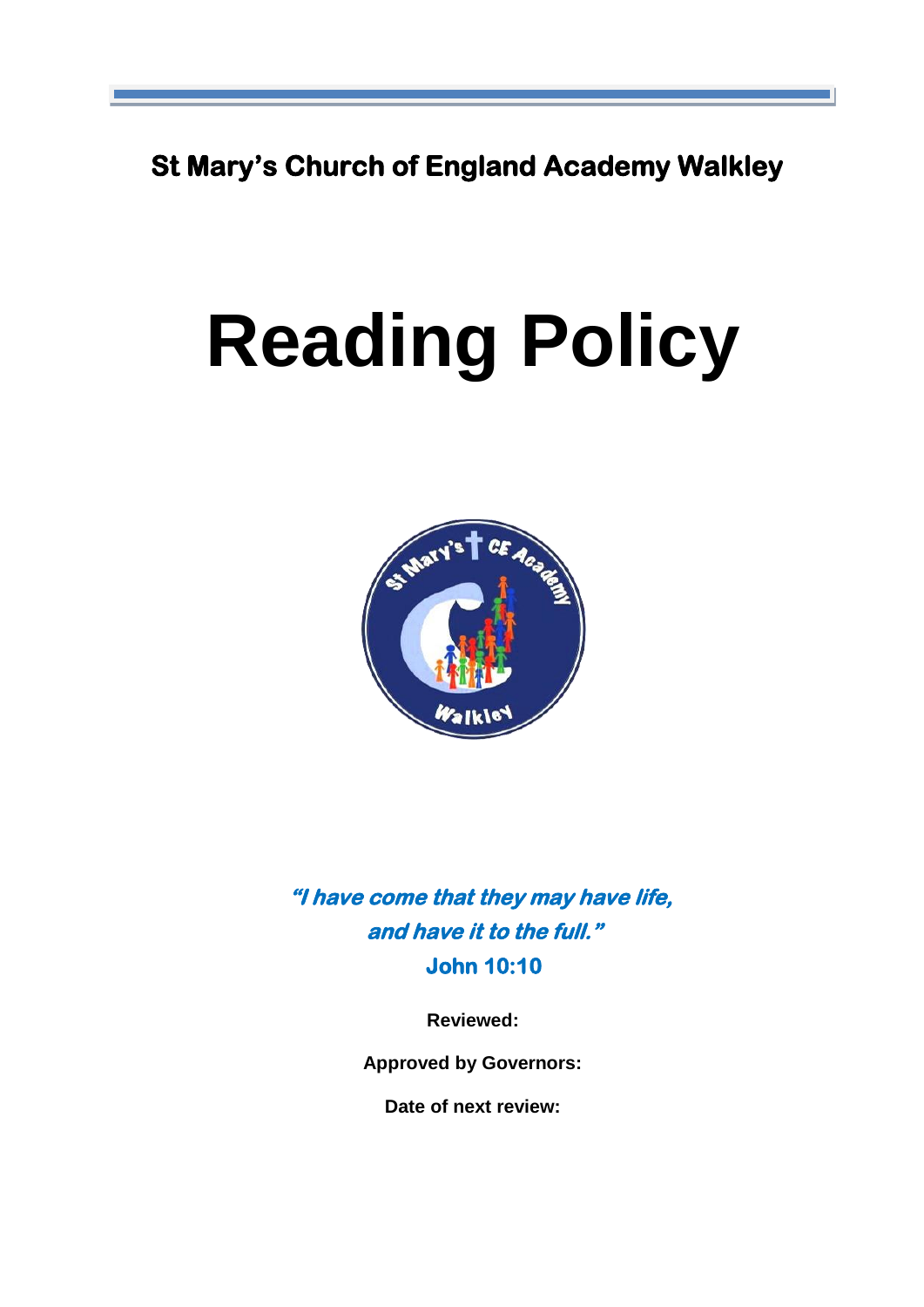**St Mary's Church of England Academy Walkley**

# Reading Policy

***"I have come that they may have life, and have it to the full."***
**John 10:10**

**Reviewed:**

**Approved by Governors:**

**Date of next review:**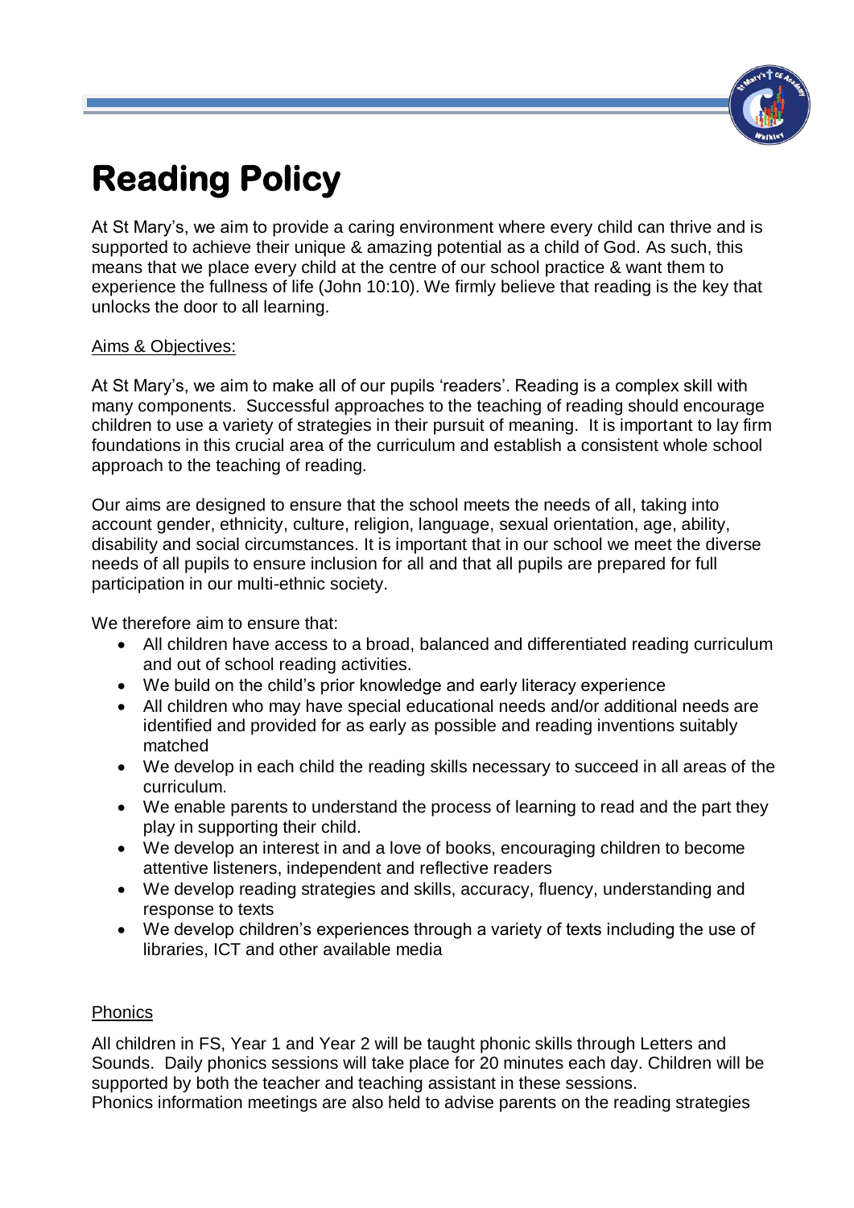# Reading Policy

At St Mary's, we aim to provide a caring environment where every child can thrive and is supported to achieve their unique & amazing potential as a child of God. As such, this means that we place every child at the centre of our school practice & want them to experience the fullness of life (John 10:10). We firmly believe that reading is the key that unlocks the door to all learning.

## Aims & Objectives:

At St Mary's, we aim to make all of our pupils 'readers'. Reading is a complex skill with many components. Successful approaches to the teaching of reading should encourage children to use a variety of strategies in their pursuit of meaning. It is important to lay firm foundations in this crucial area of the curriculum and establish a consistent whole school approach to the teaching of reading.

Our aims are designed to ensure that the school meets the needs of all, taking into account gender, ethnicity, culture, religion, language, sexual orientation, age, ability, disability and social circumstances. It is important that in our school we meet the diverse needs of all pupils to ensure inclusion for all and that all pupils are prepared for full participation in our multi-ethnic society.

We therefore aim to ensure that:

- All children have access to a broad, balanced and differentiated reading curriculum and out of school reading activities.
- We build on the child's prior knowledge and early literacy experience
- All children who may have special educational needs and/or additional needs are identified and provided for as early as possible and reading inventions suitably matched
- We develop in each child the reading skills necessary to succeed in all areas of the curriculum.
- We enable parents to understand the process of learning to read and the part they play in supporting their child.
- We develop an interest in and a love of books, encouraging children to become attentive listeners, independent and reflective readers
- We develop reading strategies and skills, accuracy, fluency, understanding and response to texts
- We develop children's experiences through a variety of texts including the use of libraries, ICT and other available media

## Phonics

All children in FS, Year 1 and Year 2 will be taught phonic skills through Letters and Sounds. Daily phonics sessions will take place for 20 minutes each day. Children will be supported by both the teacher and teaching assistant in these sessions.
Phonics information meetings are also held to advise parents on the reading strategies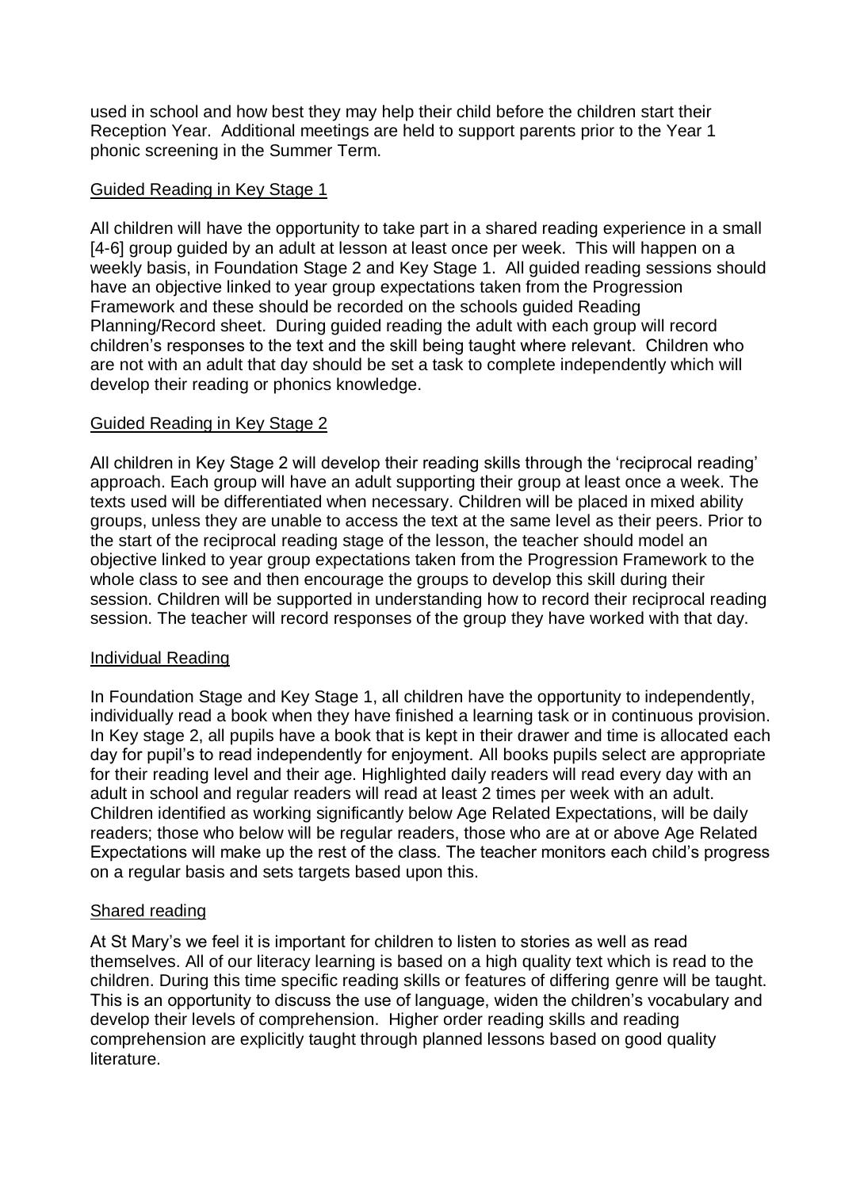used in school and how best they may help their child before the children start their Reception Year. Additional meetings are held to support parents prior to the Year 1 phonic screening in the Summer Term.

## Guided Reading in Key Stage 1

All children will have the opportunity to take part in a shared reading experience in a small [4-6] group guided by an adult at lesson at least once per week. This will happen on a weekly basis, in Foundation Stage 2 and Key Stage 1. All guided reading sessions should have an objective linked to year group expectations taken from the Progression Framework and these should be recorded on the schools guided Reading Planning/Record sheet. During guided reading the adult with each group will record children's responses to the text and the skill being taught where relevant. Children who are not with an adult that day should be set a task to complete independently which will develop their reading or phonics knowledge.

## Guided Reading in Key Stage 2

All children in Key Stage 2 will develop their reading skills through the 'reciprocal reading' approach. Each group will have an adult supporting their group at least once a week. The texts used will be differentiated when necessary. Children will be placed in mixed ability groups, unless they are unable to access the text at the same level as their peers. Prior to the start of the reciprocal reading stage of the lesson, the teacher should model an objective linked to year group expectations taken from the Progression Framework to the whole class to see and then encourage the groups to develop this skill during their session. Children will be supported in understanding how to record their reciprocal reading session. The teacher will record responses of the group they have worked with that day.

## Individual Reading

In Foundation Stage and Key Stage 1, all children have the opportunity to independently, individually read a book when they have finished a learning task or in continuous provision. In Key stage 2, all pupils have a book that is kept in their drawer and time is allocated each day for pupil's to read independently for enjoyment. All books pupils select are appropriate for their reading level and their age. Highlighted daily readers will read every day with an adult in school and regular readers will read at least 2 times per week with an adult. Children identified as working significantly below Age Related Expectations, will be daily readers; those who below will be regular readers, those who are at or above Age Related Expectations will make up the rest of the class. The teacher monitors each child's progress on a regular basis and sets targets based upon this.

## Shared reading

At St Mary's we feel it is important for children to listen to stories as well as read themselves. All of our literacy learning is based on a high quality text which is read to the children. During this time specific reading skills or features of differing genre will be taught. This is an opportunity to discuss the use of language, widen the children's vocabulary and develop their levels of comprehension. Higher order reading skills and reading comprehension are explicitly taught through planned lessons based on good quality literature.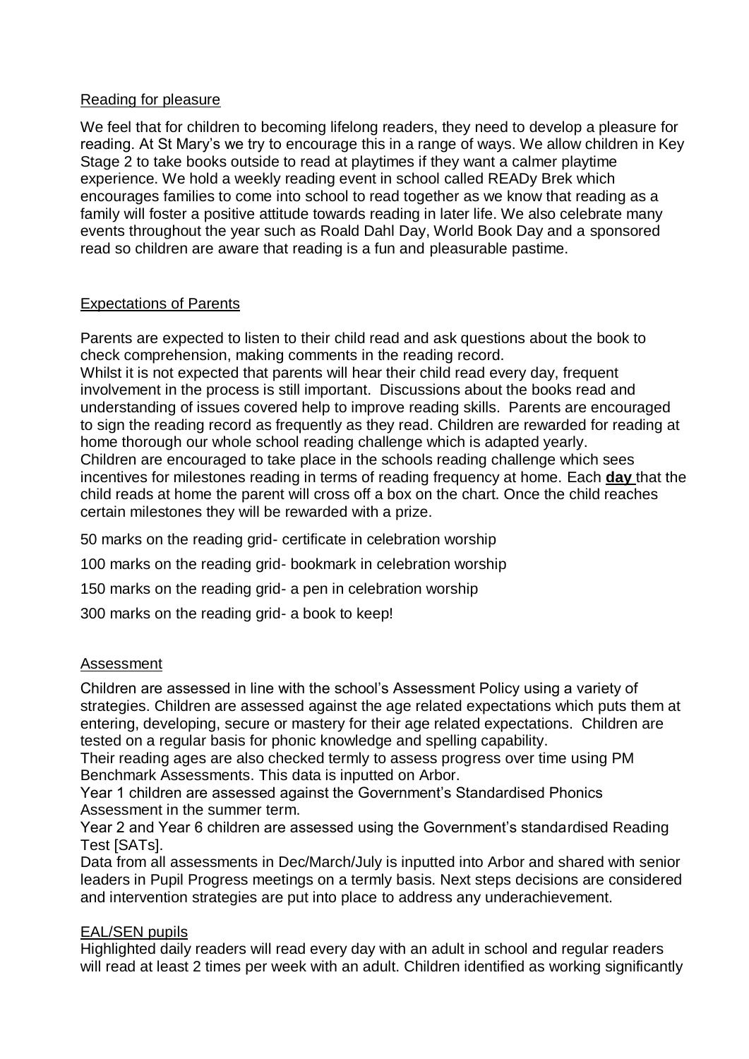## Reading for pleasure

We feel that for children to becoming lifelong readers, they need to develop a pleasure for reading. At St Mary's we try to encourage this in a range of ways. We allow children in Key Stage 2 to take books outside to read at playtimes if they want a calmer playtime experience. We hold a weekly reading event in school called READy Brek which encourages families to come into school to read together as we know that reading as a family will foster a positive attitude towards reading in later life. We also celebrate many events throughout the year such as Roald Dahl Day, World Book Day and a sponsored read so children are aware that reading is a fun and pleasurable pastime.

## Expectations of Parents

Parents are expected to listen to their child read and ask questions about the book to check comprehension, making comments in the reading record.
Whilst it is not expected that parents will hear their child read every day, frequent involvement in the process is still important. Discussions about the books read and understanding of issues covered help to improve reading skills. Parents are encouraged to sign the reading record as frequently as they read. Children are rewarded for reading at home thorough our whole school reading challenge which is adapted yearly.
Children are encouraged to take place in the schools reading challenge which sees incentives for milestones reading in terms of reading frequency at home. Each **day** that the child reads at home the parent will cross off a box on the chart. Once the child reaches certain milestones they will be rewarded with a prize.

50 marks on the reading grid- certificate in celebration worship

100 marks on the reading grid- bookmark in celebration worship

150 marks on the reading grid- a pen in celebration worship

300 marks on the reading grid- a book to keep!

## Assessment

Children are assessed in line with the school's Assessment Policy using a variety of strategies. Children are assessed against the age related expectations which puts them at entering, developing, secure or mastery for their age related expectations. Children are tested on a regular basis for phonic knowledge and spelling capability.
Their reading ages are also checked termly to assess progress over time using PM Benchmark Assessments. This data is inputted on Arbor.
Year 1 children are assessed against the Government's Standardised Phonics Assessment in the summer term.
Year 2 and Year 6 children are assessed using the Government's standardised Reading Test [SATs].
Data from all assessments in Dec/March/July is inputted into Arbor and shared with senior leaders in Pupil Progress meetings on a termly basis. Next steps decisions are considered and intervention strategies are put into place to address any underachievement.

## EAL/SEN pupils

Highlighted daily readers will read every day with an adult in school and regular readers will read at least 2 times per week with an adult. Children identified as working significantly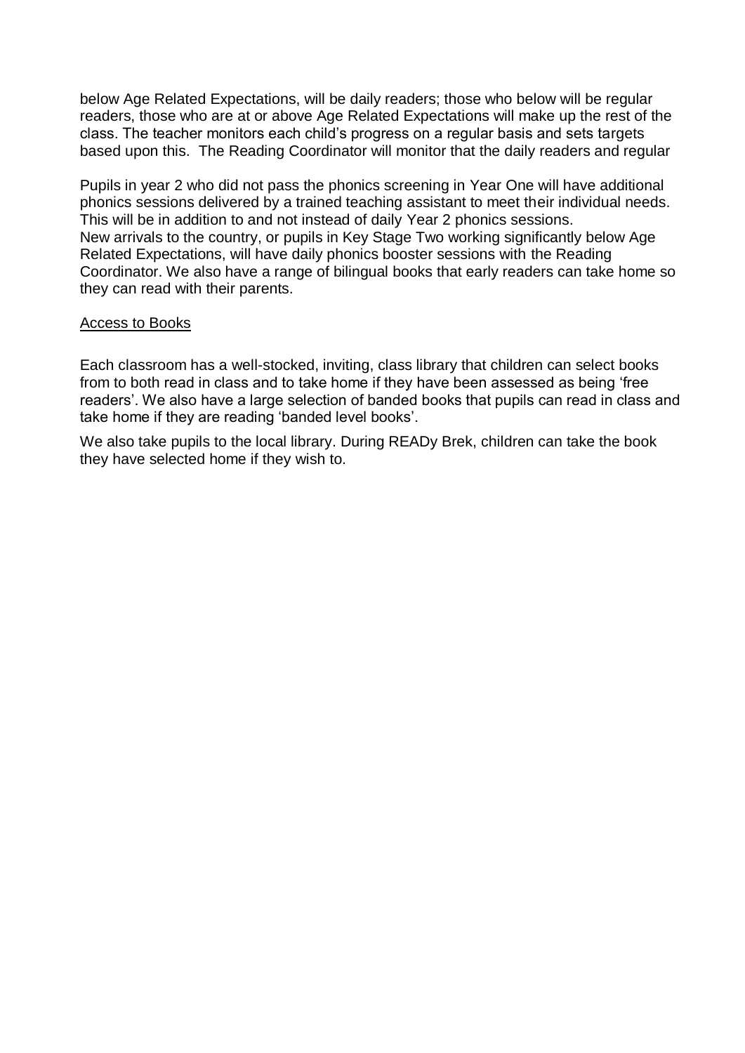below Age Related Expectations, will be daily readers; those who below will be regular readers, those who are at or above Age Related Expectations will make up the rest of the class. The teacher monitors each child's progress on a regular basis and sets targets based upon this. The Reading Coordinator will monitor that the daily readers and regular

Pupils in year 2 who did not pass the phonics screening in Year One will have additional phonics sessions delivered by a trained teaching assistant to meet their individual needs. This will be in addition to and not instead of daily Year 2 phonics sessions.
New arrivals to the country, or pupils in Key Stage Two working significantly below Age Related Expectations, will have daily phonics booster sessions with the Reading Coordinator. We also have a range of bilingual books that early readers can take home so they can read with their parents.

<u>Access to Books</u>

Each classroom has a well-stocked, inviting, class library that children can select books from to both read in class and to take home if they have been assessed as being 'free readers'. We also have a large selection of banded books that pupils can read in class and take home if they are reading 'banded level books'.

We also take pupils to the local library. During READy Brek, children can take the book they have selected home if they wish to.